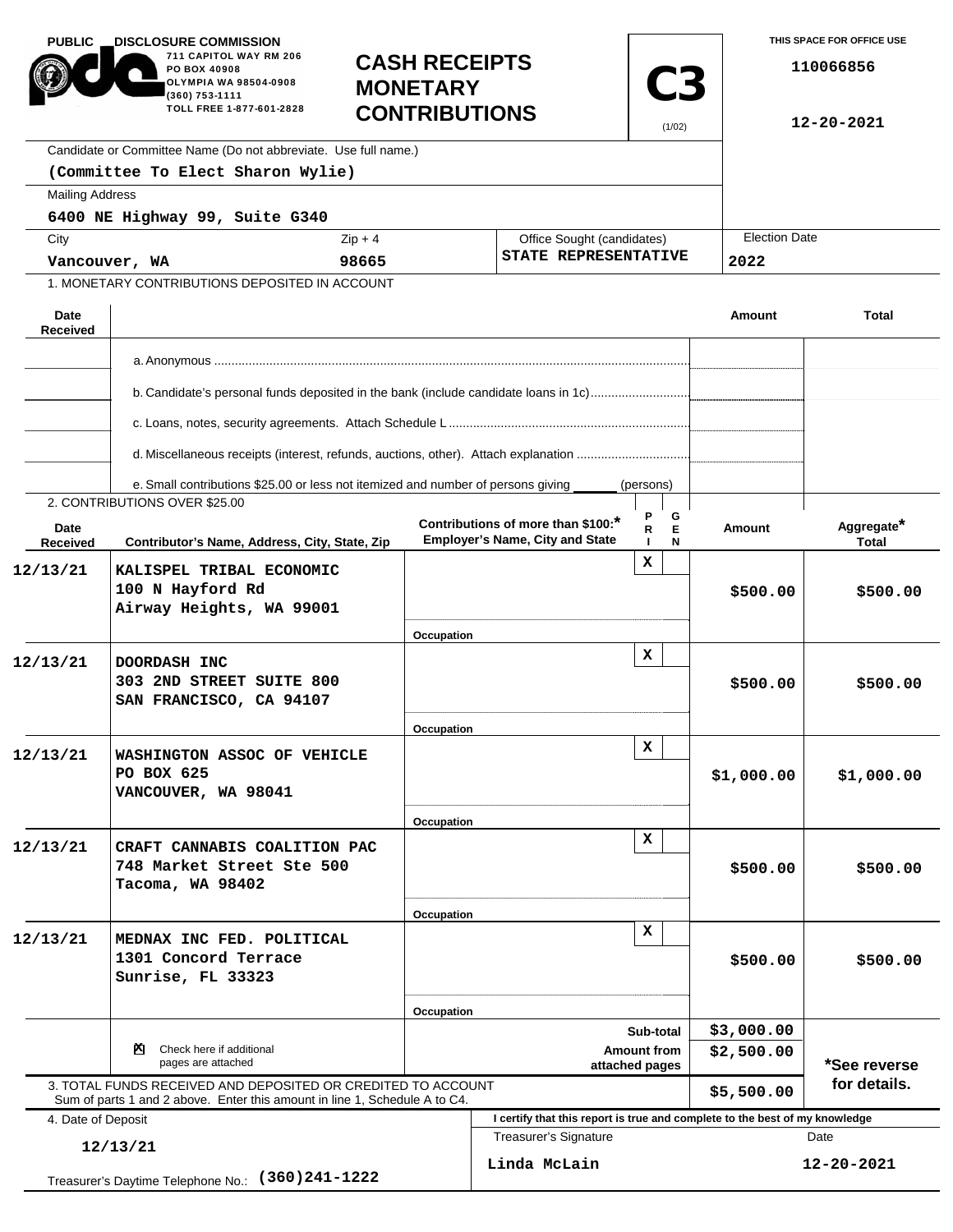PUBLIC DISCLOSURE COMMISSION
711 CAPITOL WAY RM 206
PO BOX 40908
OLYMPIA WA 98504-0908
(360) 753-1111
TOLL FREE 1-877-601-2828

# CASH RECEIPTS MONETARY CONTRIBUTIONS

**C3** (1/02)

THIS SPACE FOR OFFICE USE

110066856

12-20-2021

Candidate or Committee Name (Do not abbreviate. Use full name.)
**(Committee To Elect Sharon Wylie)**

Mailing Address
**6400 NE Highway 99, Suite G340**

| City | Zip + 4 | Office Sought (candidates) | Election Date |
|---|---|---|---|
| Vancouver, WA | 98665 | STATE REPRESENTATIVE | 2022 |

1. MONETARY CONTRIBUTIONS DEPOSITED IN ACCOUNT

| Date Received | | Amount | Total |
|---|---|---|---|
| | a. Anonymous | | |
| | b. Candidate's personal funds deposited in the bank (include candidate loans in 1c) | | |
| | c. Loans, notes, security agreements. Attach Schedule L | | |
| | d. Miscellaneous receipts (interest, refunds, auctions, other). Attach explanation | | |
| | e. Small contributions $25.00 or less not itemized and number of persons giving ______ (persons) | | |

2. CONTRIBUTIONS OVER $25.00

| Date Received | Contributor's Name, Address, City, State, Zip | Contributions of more than $100:* Employer's Name, City and State / Occupation | PRI | GEN | Amount | Aggregate* Total |
|---|---|---|---|---|---|---|
| 12/13/21 | KALISPEL TRIBAL ECONOMIC<br>100 N Hayford Rd<br>Airway Heights, WA 99001 | Occupation | X | | $500.00 | $500.00 |
| 12/13/21 | DOORDASH INC<br>303 2ND STREET SUITE 800<br>SAN FRANCISCO, CA 94107 | Occupation | X | | $500.00 | $500.00 |
| 12/13/21 | WASHINGTON ASSOC OF VEHICLE<br>PO BOX 625<br>VANCOUVER, WA 98041 | Occupation | X | | $1,000.00 | $1,000.00 |
| 12/13/21 | CRAFT CANNABIS COALITION PAC<br>748 Market Street Ste 500<br>Tacoma, WA 98402 | Occupation | X | | $500.00 | $500.00 |
| 12/13/21 | MEDNAX INC FED. POLITICAL<br>1301 Concord Terrace<br>Sunrise, FL 33323 | Occupation | X | | $500.00 | $500.00 |

☒ Check here if additional pages are attached

| | Amount |
|---|---|
| Sub-total | $3,000.00 |
| Amount from attached pages | $2,500.00 |

*See reverse for details.

3. TOTAL FUNDS RECEIVED AND DEPOSITED OR CREDITED TO ACCOUNT
Sum of parts 1 and 2 above. Enter this amount in line 1, Schedule A to C4. **$5,500.00**

4. Date of Deposit
**12/13/21**

Treasurer's Daytime Telephone No.: **(360)241-1222**

I certify that this report is true and complete to the best of my knowledge

| Treasurer's Signature | Date |
|---|---|
| Linda McLain | 12-20-2021 |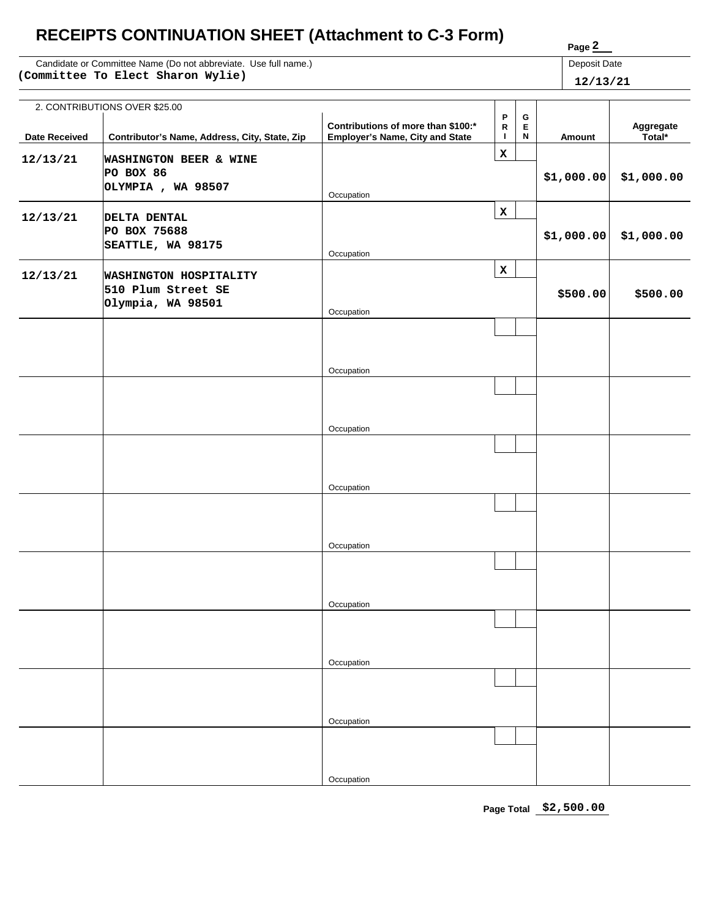# RECEIPTS CONTINUATION SHEET (Attachment to C-3 Form)

Page 2

Candidate or Committee Name (Do not abbreviate. Use full name.)
**(Committee To Elect Sharon Wylie)**

Deposit Date
**12/13/21**

2. CONTRIBUTIONS OVER $25.00

| Date Received | Contributor's Name, Address, City, State, Zip | Contributions of more than $100:* Employer's Name, City and State | PRI | GEN | Amount | Aggregate Total* |
|---|---|---|---|---|---|---|
| 12/13/21 | WASHINGTON BEER & WINE<br>PO BOX 86<br>OLYMPIA , WA 98507 | Occupation | X | | $1,000.00 | $1,000.00 |
| 12/13/21 | DELTA DENTAL<br>PO BOX 75688<br>SEATTLE, WA 98175 | Occupation | X | | $1,000.00 | $1,000.00 |
| 12/13/21 | WASHINGTON HOSPITALITY<br>510 Plum Street SE<br>Olympia, WA 98501 | Occupation | X | | $500.00 | $500.00 |
| | | Occupation | | | | |
| | | Occupation | | | | |
| | | Occupation | | | | |
| | | Occupation | | | | |
| | | Occupation | | | | |
| | | Occupation | | | | |
| | | Occupation | | | | |
| | | Occupation | | | | |

Page Total **$2,500.00**